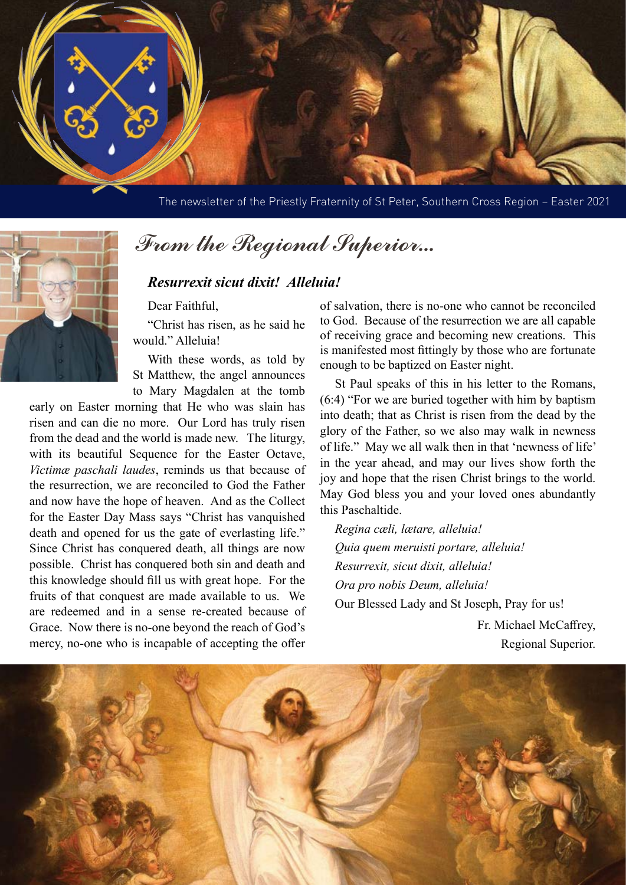The newsletter of the Priestly Fraternity of St Peter, Southern Cross Region – Easter 2021

# From the Regional Superior...

***Resurrexit sicut dixit! Alleluia!***

Dear Faithful,

"Christ has risen, as he said he would." Alleluia!

With these words, as told by St Matthew, the angel announces to Mary Magdalen at the tomb early on Easter morning that He who was slain has risen and can die no more. Our Lord has truly risen from the dead and the world is made new. The liturgy, with its beautiful Sequence for the Easter Octave, *Victimæ paschali laudes*, reminds us that because of the resurrection, we are reconciled to God the Father and now have the hope of heaven. And as the Collect for the Easter Day Mass says "Christ has vanquished death and opened for us the gate of everlasting life." Since Christ has conquered death, all things are now possible. Christ has conquered both sin and death and this knowledge should fill us with great hope. For the fruits of that conquest are made available to us. We are redeemed and in a sense re-created because of Grace. Now there is no-one beyond the reach of God's mercy, no-one who is incapable of accepting the offer of salvation, there is no-one who cannot be reconciled to God. Because of the resurrection we are all capable of receiving grace and becoming new creations. This is manifested most fittingly by those who are fortunate enough to be baptized on Easter night.

St Paul speaks of this in his letter to the Romans, (6:4) "For we are buried together with him by baptism into death; that as Christ is risen from the dead by the glory of the Father, so we also may walk in newness of life." May we all walk then in that 'newness of life' in the year ahead, and may our lives show forth the joy and hope that the risen Christ brings to the world. May God bless you and your loved ones abundantly this Paschaltide.

*Regina cæli, lætare, alleluia!*
*Quia quem meruisti portare, alleluia!*
*Resurrexit, sicut dixit, alleluia!*
*Ora pro nobis Deum, alleluia!*
Our Blessed Lady and St Joseph, Pray for us!

Fr. Michael McCaffrey,
Regional Superior.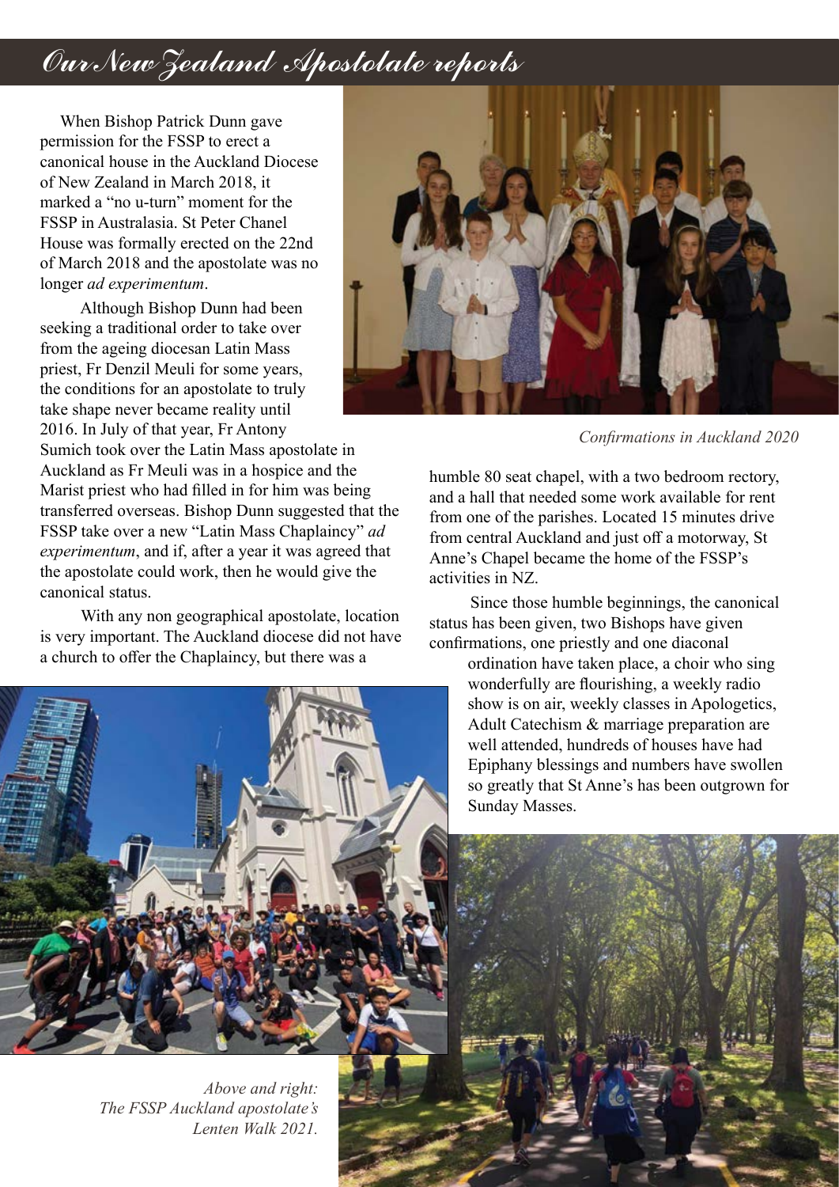# Our New Zealand Apostolate reports

When Bishop Patrick Dunn gave permission for the FSSP to erect a canonical house in the Auckland Diocese of New Zealand in March 2018, it marked a "no u-turn" moment for the FSSP in Australasia. St Peter Chanel House was formally erected on the 22nd of March 2018 and the apostolate was no longer *ad experimentum*.

Although Bishop Dunn had been seeking a traditional order to take over from the ageing diocesan Latin Mass priest, Fr Denzil Meuli for some years, the conditions for an apostolate to truly take shape never became reality until 2016. In July of that year, Fr Antony Sumich took over the Latin Mass apostolate in Auckland as Fr Meuli was in a hospice and the Marist priest who had filled in for him was being transferred overseas. Bishop Dunn suggested that the FSSP take over a new "Latin Mass Chaplaincy" *ad experimentum*, and if, after a year it was agreed that the apostolate could work, then he would give the canonical status.

With any non geographical apostolate, location is very important. The Auckland diocese did not have a church to offer the Chaplaincy, but there was a humble 80 seat chapel, with a two bedroom rectory, and a hall that needed some work available for rent from one of the parishes. Located 15 minutes drive from central Auckland and just off a motorway, St Anne's Chapel became the home of the FSSP's activities in NZ.

*Confirmations in Auckland 2020*

Since those humble beginnings, the canonical status has been given, two Bishops have given confirmations, one priestly and one diaconal ordination have taken place, a choir who sing wonderfully are flourishing, a weekly radio show is on air, weekly classes in Apologetics, Adult Catechism & marriage preparation are well attended, hundreds of houses have had Epiphany blessings and numbers have swollen so greatly that St Anne's has been outgrown for Sunday Masses.

*Above and right: The FSSP Auckland apostolate's Lenten Walk 2021.*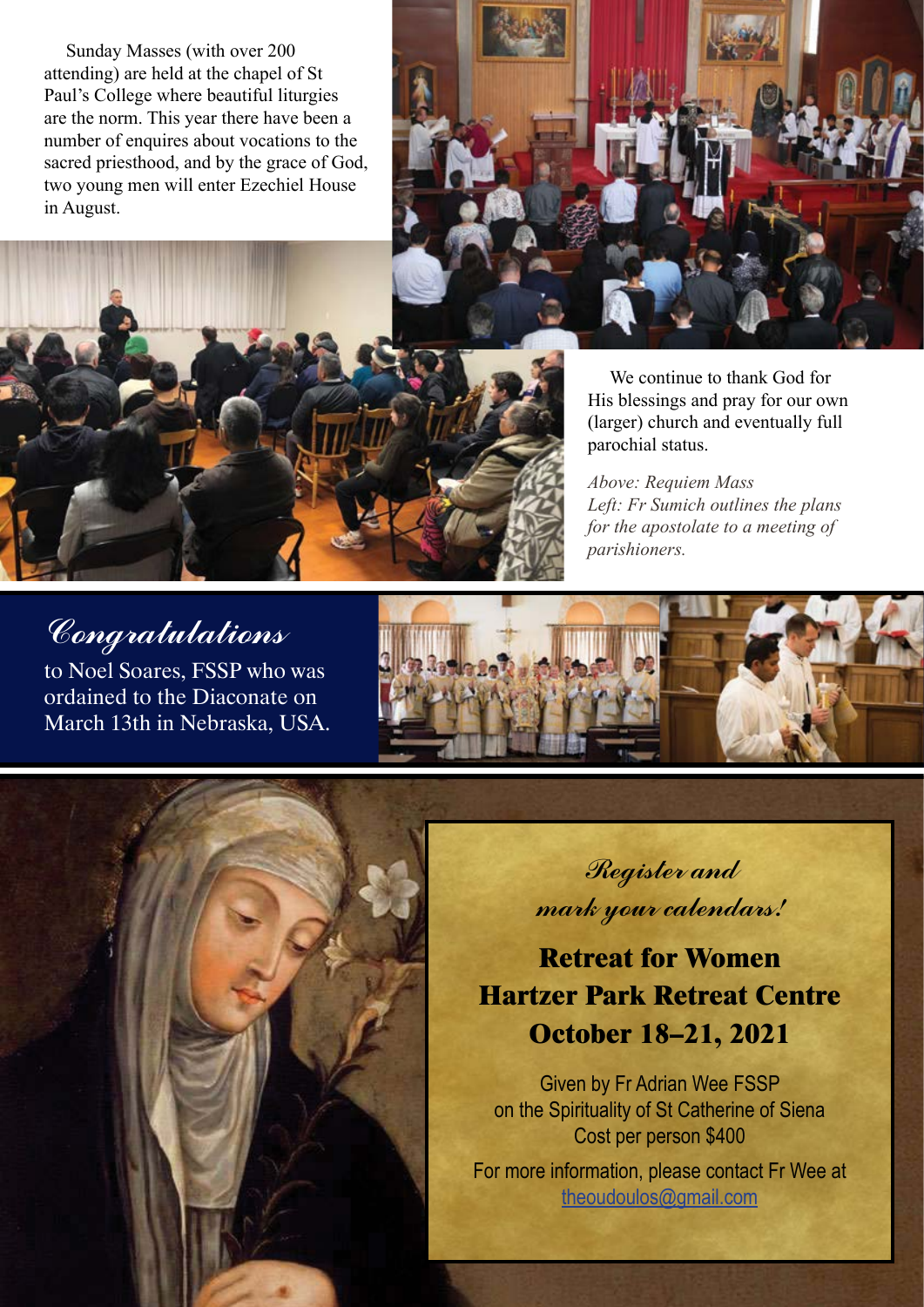Sunday Masses (with over 200 attending) are held at the chapel of St Paul's College where beautiful liturgies are the norm. This year there have been a number of enquires about vocations to the sacred priesthood, and by the grace of God, two young men will enter Ezechiel House in August.

We continue to thank God for His blessings and pray for our own (larger) church and eventually full parochial status.

*Above: Requiem Mass*
*Left: Fr Sumich outlines the plans for the apostolate to a meeting of parishioners.*

## *Congratulations*

to Noel Soares, FSSP who was ordained to the Diaconate on March 13th in Nebraska, USA.

*Register and mark your calendars!*

## Retreat for Women
## Hartzer Park Retreat Centre
## October 18–21, 2021

Given by Fr Adrian Wee FSSP
on the Spirituality of St Catherine of Siena
Cost per person $400

For more information, please contact Fr Wee at
theoudoulos@gmail.com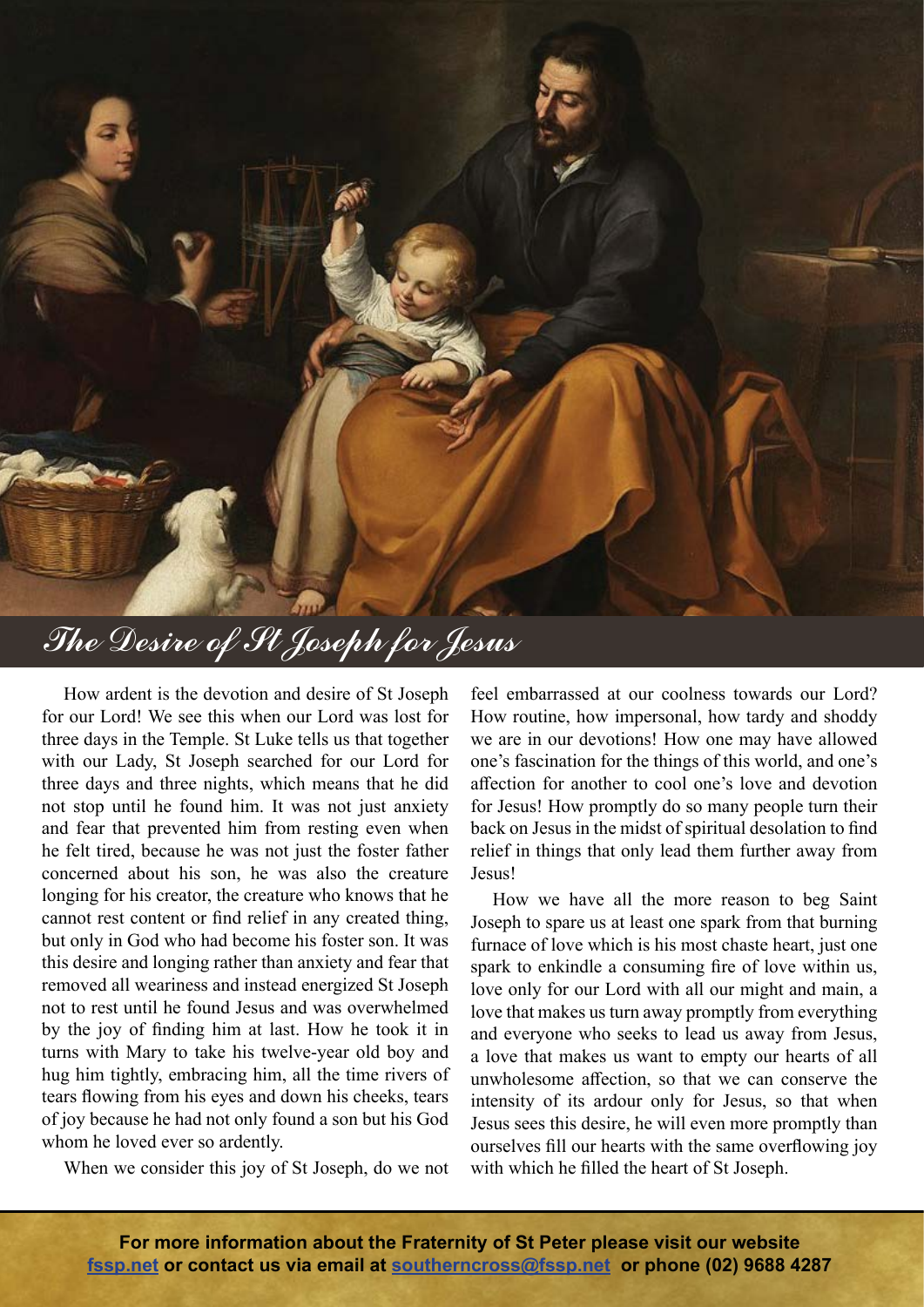# The Desire of St Joseph for Jesus

How ardent is the devotion and desire of St Joseph for our Lord! We see this when our Lord was lost for three days in the Temple. St Luke tells us that together with our Lady, St Joseph searched for our Lord for three days and three nights, which means that he did not stop until he found him. It was not just anxiety and fear that prevented him from resting even when he felt tired, because he was not just the foster father concerned about his son, he was also the creature longing for his creator, the creature who knows that he cannot rest content or find relief in any created thing, but only in God who had become his foster son. It was this desire and longing rather than anxiety and fear that removed all weariness and instead energized St Joseph not to rest until he found Jesus and was overwhelmed by the joy of finding him at last. How he took it in turns with Mary to take his twelve-year old boy and hug him tightly, embracing him, all the time rivers of tears flowing from his eyes and down his cheeks, tears of joy because he had not only found a son but his God whom he loved ever so ardently.

When we consider this joy of St Joseph, do we not feel embarrassed at our coolness towards our Lord? How routine, how impersonal, how tardy and shoddy we are in our devotions! How one may have allowed one's fascination for the things of this world, and one's affection for another to cool one's love and devotion for Jesus! How promptly do so many people turn their back on Jesus in the midst of spiritual desolation to find relief in things that only lead them further away from Jesus!

How we have all the more reason to beg Saint Joseph to spare us at least one spark from that burning furnace of love which is his most chaste heart, just one spark to enkindle a consuming fire of love within us, love only for our Lord with all our might and main, a love that makes us turn away promptly from everything and everyone who seeks to lead us away from Jesus, a love that makes us want to empty our hearts of all unwholesome affection, so that we can conserve the intensity of its ardour only for Jesus, so that when Jesus sees this desire, he will even more promptly than ourselves fill our hearts with the same overflowing joy with which he filled the heart of St Joseph.

**For more information about the Fraternity of St Peter please visit our website fssp.net or contact us via email at southerncross@fssp.net or phone (02) 9688 4287**